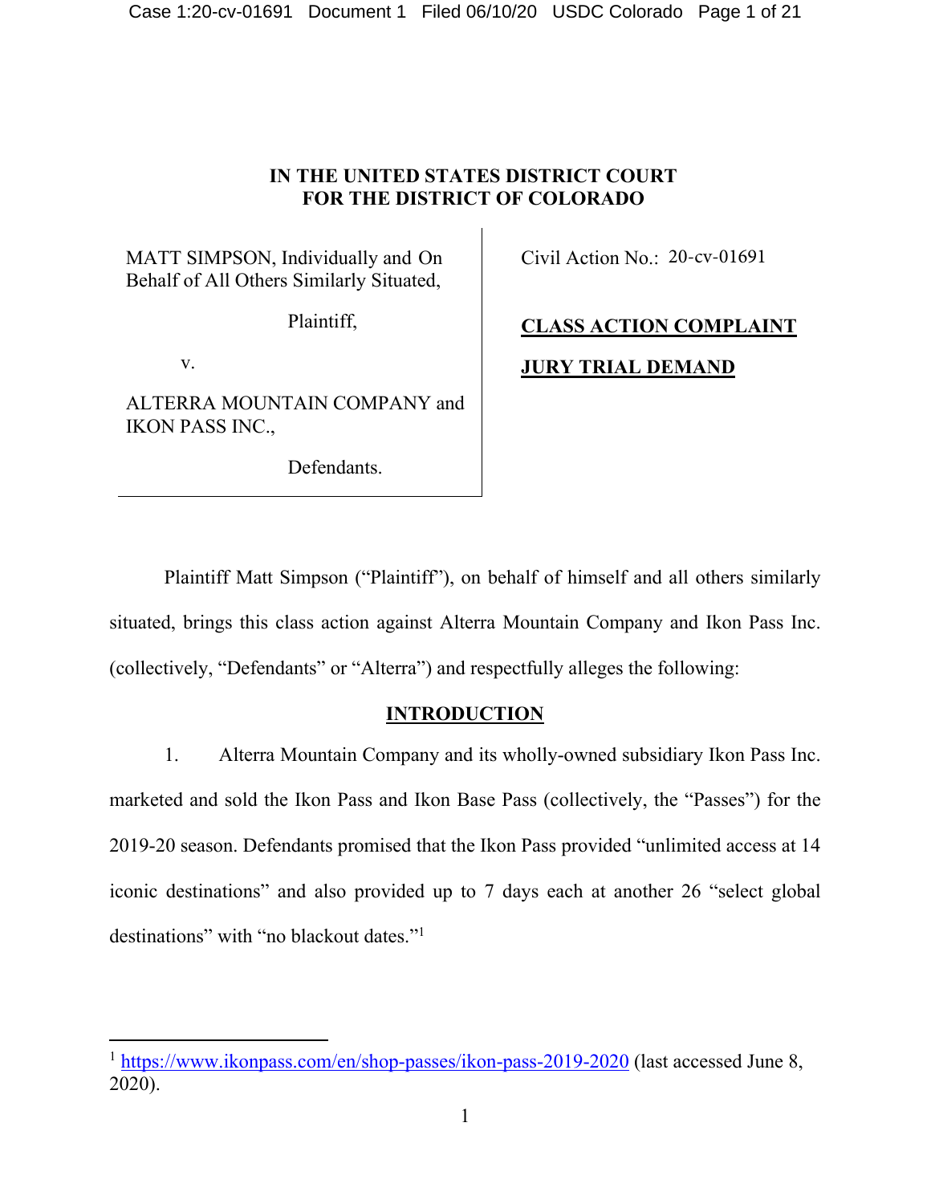**IN THE UNITED STATES DISTRICT COURT**
**FOR THE DISTRICT OF COLORADO**

MATT SIMPSON, Individually and On Behalf of All Others Similarly Situated,

Plaintiff,

v.

ALTERRA MOUNTAIN COMPANY and IKON PASS INC.,

Defendants.

Civil Action No.: 20-cv-01691

**CLASS ACTION COMPLAINT**

**JURY TRIAL DEMAND**

Plaintiff Matt Simpson ("Plaintiff"), on behalf of himself and all others similarly situated, brings this class action against Alterra Mountain Company and Ikon Pass Inc. (collectively, "Defendants" or "Alterra") and respectfully alleges the following:

## INTRODUCTION

1. Alterra Mountain Company and its wholly-owned subsidiary Ikon Pass Inc. marketed and sold the Ikon Pass and Ikon Base Pass (collectively, the "Passes") for the 2019-20 season. Defendants promised that the Ikon Pass provided "unlimited access at 14 iconic destinations" and also provided up to 7 days each at another 26 "select global destinations" with "no blackout dates."[1]

[1] https://www.ikonpass.com/en/shop-passes/ikon-pass-2019-2020 (last accessed June 8, 2020).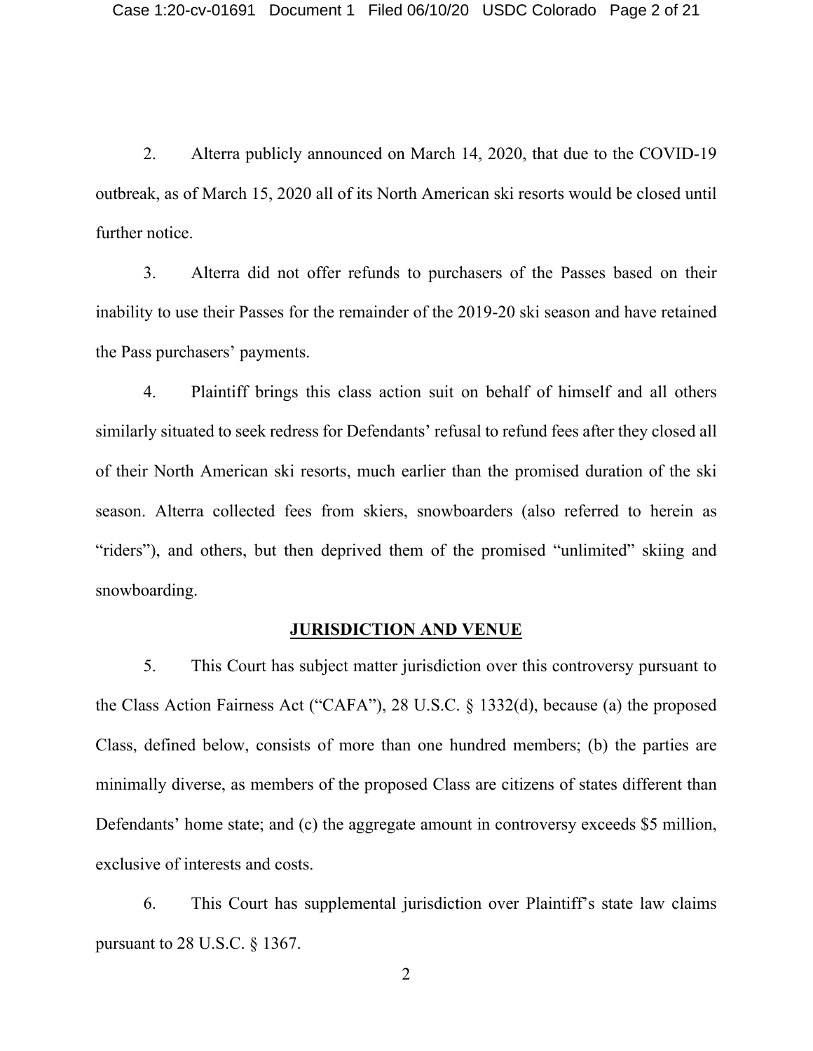2. Alterra publicly announced on March 14, 2020, that due to the COVID-19 outbreak, as of March 15, 2020 all of its North American ski resorts would be closed until further notice.

3. Alterra did not offer refunds to purchasers of the Passes based on their inability to use their Passes for the remainder of the 2019-20 ski season and have retained the Pass purchasers' payments.

4. Plaintiff brings this class action suit on behalf of himself and all others similarly situated to seek redress for Defendants' refusal to refund fees after they closed all of their North American ski resorts, much earlier than the promised duration of the ski season. Alterra collected fees from skiers, snowboarders (also referred to herein as "riders"), and others, but then deprived them of the promised "unlimited" skiing and snowboarding.

## JURISDICTION AND VENUE

5. This Court has subject matter jurisdiction over this controversy pursuant to the Class Action Fairness Act ("CAFA"), 28 U.S.C. § 1332(d), because (a) the proposed Class, defined below, consists of more than one hundred members; (b) the parties are minimally diverse, as members of the proposed Class are citizens of states different than Defendants' home state; and (c) the aggregate amount in controversy exceeds $5 million, exclusive of interests and costs.

6. This Court has supplemental jurisdiction over Plaintiff's state law claims pursuant to 28 U.S.C. § 1367.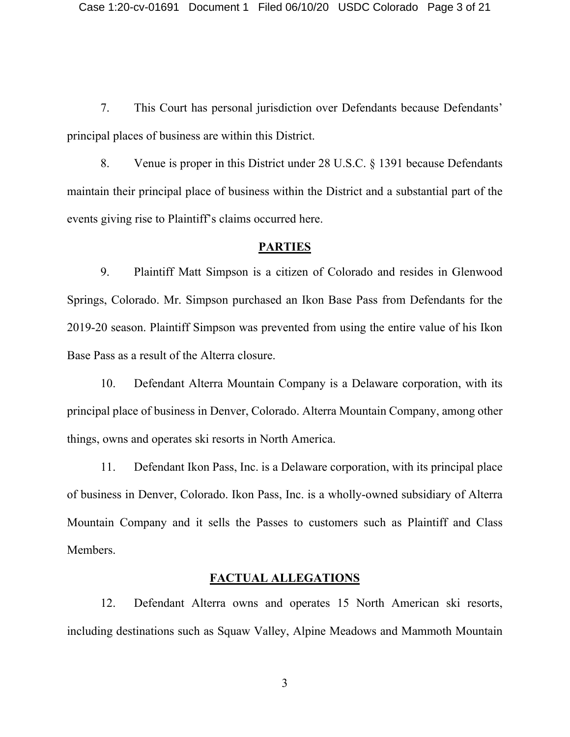7. This Court has personal jurisdiction over Defendants because Defendants' principal places of business are within this District.

8. Venue is proper in this District under 28 U.S.C. § 1391 because Defendants maintain their principal place of business within the District and a substantial part of the events giving rise to Plaintiff's claims occurred here.

## PARTIES

9. Plaintiff Matt Simpson is a citizen of Colorado and resides in Glenwood Springs, Colorado. Mr. Simpson purchased an Ikon Base Pass from Defendants for the 2019-20 season. Plaintiff Simpson was prevented from using the entire value of his Ikon Base Pass as a result of the Alterra closure.

10. Defendant Alterra Mountain Company is a Delaware corporation, with its principal place of business in Denver, Colorado. Alterra Mountain Company, among other things, owns and operates ski resorts in North America.

11. Defendant Ikon Pass, Inc. is a Delaware corporation, with its principal place of business in Denver, Colorado. Ikon Pass, Inc. is a wholly-owned subsidiary of Alterra Mountain Company and it sells the Passes to customers such as Plaintiff and Class Members.

## FACTUAL ALLEGATIONS

12. Defendant Alterra owns and operates 15 North American ski resorts, including destinations such as Squaw Valley, Alpine Meadows and Mammoth Mountain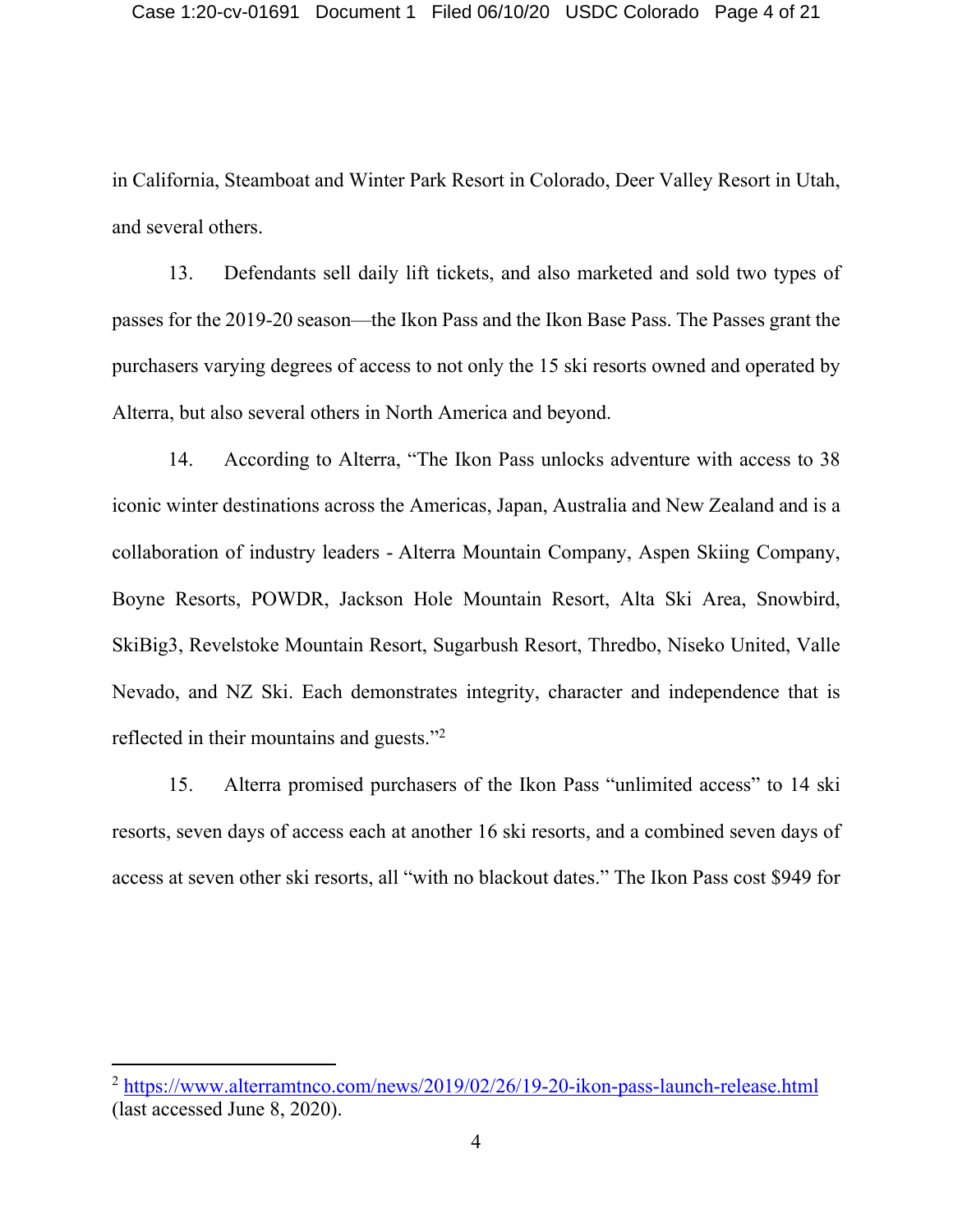in California, Steamboat and Winter Park Resort in Colorado, Deer Valley Resort in Utah, and several others.

13. Defendants sell daily lift tickets, and also marketed and sold two types of passes for the 2019-20 season—the Ikon Pass and the Ikon Base Pass. The Passes grant the purchasers varying degrees of access to not only the 15 ski resorts owned and operated by Alterra, but also several others in North America and beyond.

14. According to Alterra, "The Ikon Pass unlocks adventure with access to 38 iconic winter destinations across the Americas, Japan, Australia and New Zealand and is a collaboration of industry leaders - Alterra Mountain Company, Aspen Skiing Company, Boyne Resorts, POWDR, Jackson Hole Mountain Resort, Alta Ski Area, Snowbird, SkiBig3, Revelstoke Mountain Resort, Sugarbush Resort, Thredbo, Niseko United, Valle Nevado, and NZ Ski. Each demonstrates integrity, character and independence that is reflected in their mountains and guests."[2]

15. Alterra promised purchasers of the Ikon Pass "unlimited access" to 14 ski resorts, seven days of access each at another 16 ski resorts, and a combined seven days of access at seven other ski resorts, all "with no blackout dates." The Ikon Pass cost $949 for

---

[2] https://www.alterramtnco.com/news/2019/02/26/19-20-ikon-pass-launch-release.html (last accessed June 8, 2020).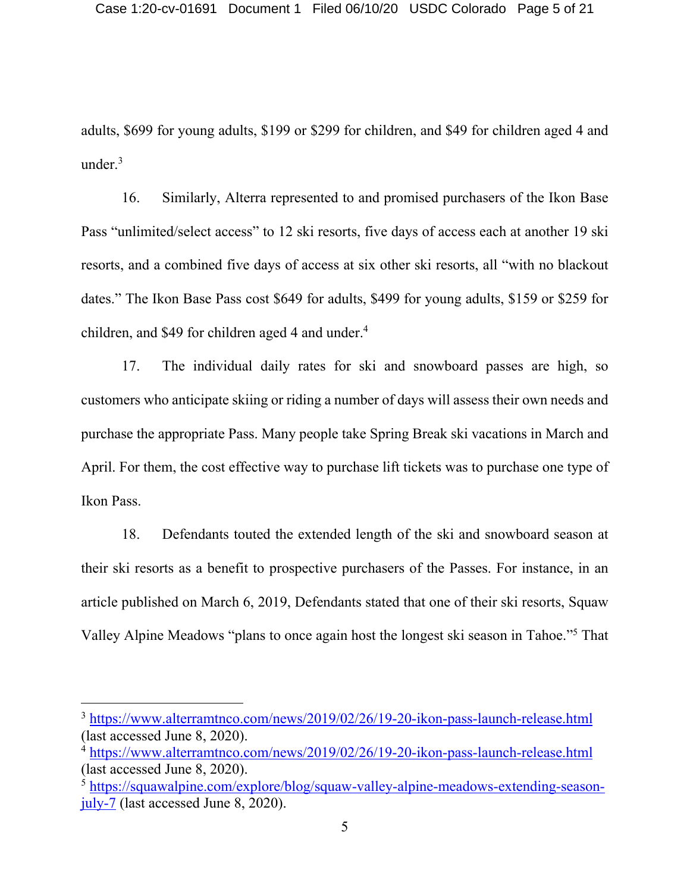adults, $699 for young adults, $199 or $299 for children, and $49 for children aged 4 and under.[3]

16. Similarly, Alterra represented to and promised purchasers of the Ikon Base Pass "unlimited/select access" to 12 ski resorts, five days of access each at another 19 ski resorts, and a combined five days of access at six other ski resorts, all "with no blackout dates." The Ikon Base Pass cost $649 for adults, $499 for young adults, $159 or $259 for children, and $49 for children aged 4 and under.[4]

17. The individual daily rates for ski and snowboard passes are high, so customers who anticipate skiing or riding a number of days will assess their own needs and purchase the appropriate Pass. Many people take Spring Break ski vacations in March and April. For them, the cost effective way to purchase lift tickets was to purchase one type of Ikon Pass.

18. Defendants touted the extended length of the ski and snowboard season at their ski resorts as a benefit to prospective purchasers of the Passes. For instance, in an article published on March 6, 2019, Defendants stated that one of their ski resorts, Squaw Valley Alpine Meadows "plans to once again host the longest ski season in Tahoe."[5] That

---

[3] https://www.alterramtnco.com/news/2019/02/26/19-20-ikon-pass-launch-release.html (last accessed June 8, 2020).

[4] https://www.alterramtnco.com/news/2019/02/26/19-20-ikon-pass-launch-release.html (last accessed June 8, 2020).

[5] https://squawalpine.com/explore/blog/squaw-valley-alpine-meadows-extending-season-july-7 (last accessed June 8, 2020).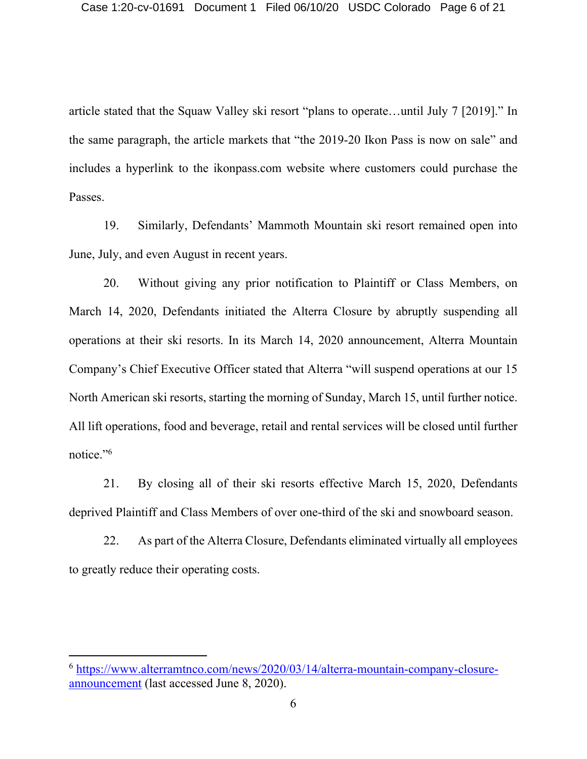article stated that the Squaw Valley ski resort "plans to operate…until July 7 [2019]." In the same paragraph, the article markets that "the 2019-20 Ikon Pass is now on sale" and includes a hyperlink to the ikonpass.com website where customers could purchase the Passes.

19. Similarly, Defendants' Mammoth Mountain ski resort remained open into June, July, and even August in recent years.

20. Without giving any prior notification to Plaintiff or Class Members, on March 14, 2020, Defendants initiated the Alterra Closure by abruptly suspending all operations at their ski resorts. In its March 14, 2020 announcement, Alterra Mountain Company's Chief Executive Officer stated that Alterra "will suspend operations at our 15 North American ski resorts, starting the morning of Sunday, March 15, until further notice. All lift operations, food and beverage, retail and rental services will be closed until further notice."[6]

21. By closing all of their ski resorts effective March 15, 2020, Defendants deprived Plaintiff and Class Members of over one-third of the ski and snowboard season.

22. As part of the Alterra Closure, Defendants eliminated virtually all employees to greatly reduce their operating costs.

---

[6] https://www.alterramtnco.com/news/2020/03/14/alterra-mountain-company-closure-announcement (last accessed June 8, 2020).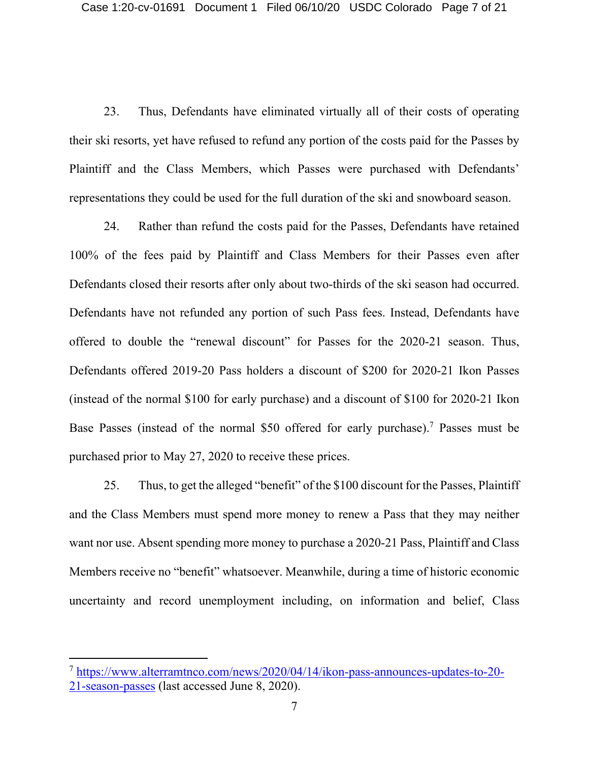23. Thus, Defendants have eliminated virtually all of their costs of operating their ski resorts, yet have refused to refund any portion of the costs paid for the Passes by Plaintiff and the Class Members, which Passes were purchased with Defendants' representations they could be used for the full duration of the ski and snowboard season.

24. Rather than refund the costs paid for the Passes, Defendants have retained 100% of the fees paid by Plaintiff and Class Members for their Passes even after Defendants closed their resorts after only about two-thirds of the ski season had occurred. Defendants have not refunded any portion of such Pass fees. Instead, Defendants have offered to double the "renewal discount" for Passes for the 2020-21 season. Thus, Defendants offered 2019-20 Pass holders a discount of $200 for 2020-21 Ikon Passes (instead of the normal $100 for early purchase) and a discount of $100 for 2020-21 Ikon Base Passes (instead of the normal $50 offered for early purchase).[7] Passes must be purchased prior to May 27, 2020 to receive these prices.

25. Thus, to get the alleged "benefit" of the $100 discount for the Passes, Plaintiff and the Class Members must spend more money to renew a Pass that they may neither want nor use. Absent spending more money to purchase a 2020-21 Pass, Plaintiff and Class Members receive no "benefit" whatsoever. Meanwhile, during a time of historic economic uncertainty and record unemployment including, on information and belief, Class

---

[7] https://www.alterramtnco.com/news/2020/04/14/ikon-pass-announces-updates-to-20-21-season-passes (last accessed June 8, 2020).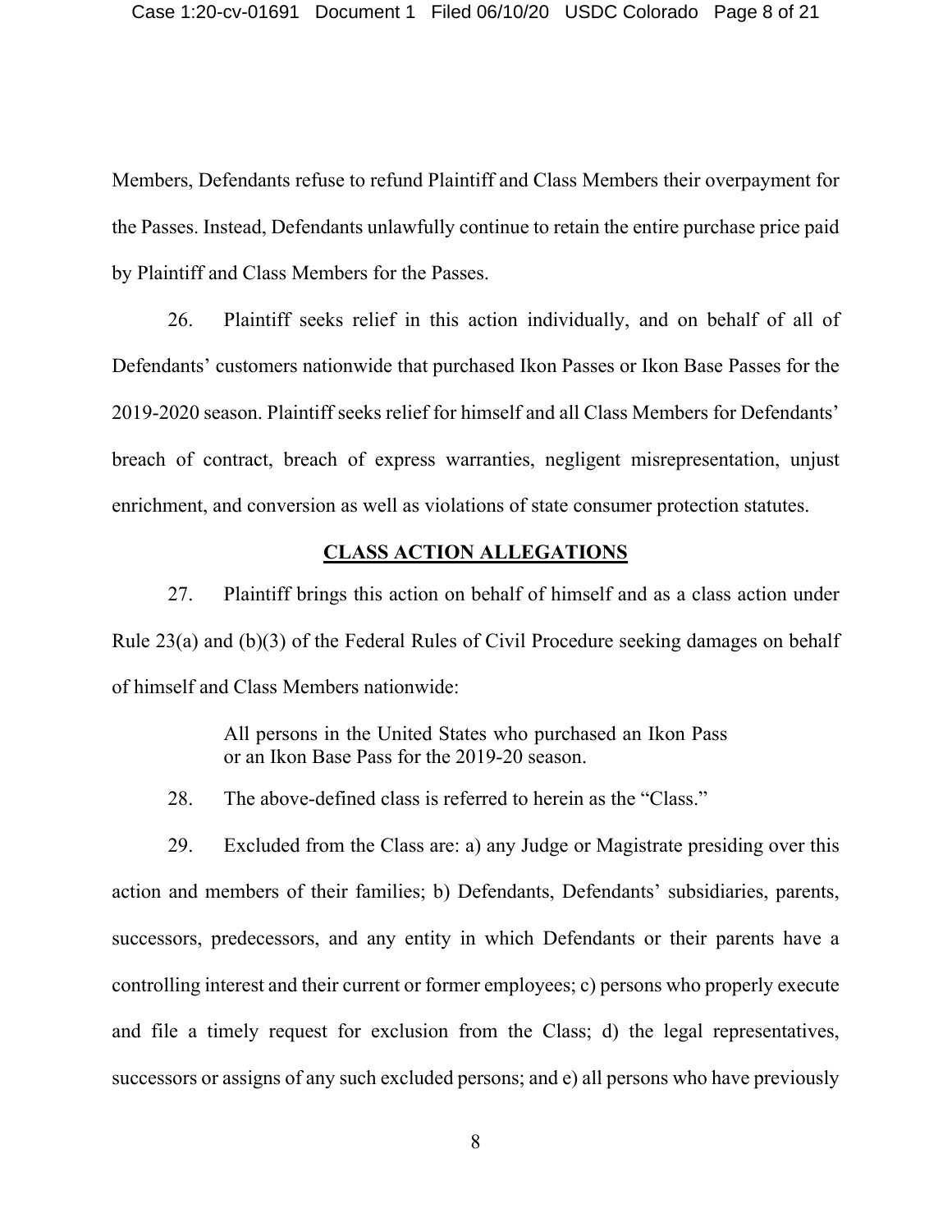Members, Defendants refuse to refund Plaintiff and Class Members their overpayment for the Passes. Instead, Defendants unlawfully continue to retain the entire purchase price paid by Plaintiff and Class Members for the Passes.

26. Plaintiff seeks relief in this action individually, and on behalf of all of Defendants' customers nationwide that purchased Ikon Passes or Ikon Base Passes for the 2019-2020 season. Plaintiff seeks relief for himself and all Class Members for Defendants' breach of contract, breach of express warranties, negligent misrepresentation, unjust enrichment, and conversion as well as violations of state consumer protection statutes.

## CLASS ACTION ALLEGATIONS

27. Plaintiff brings this action on behalf of himself and as a class action under Rule 23(a) and (b)(3) of the Federal Rules of Civil Procedure seeking damages on behalf of himself and Class Members nationwide:

> All persons in the United States who purchased an Ikon Pass or an Ikon Base Pass for the 2019-20 season.

28. The above-defined class is referred to herein as the "Class."

29. Excluded from the Class are: a) any Judge or Magistrate presiding over this action and members of their families; b) Defendants, Defendants' subsidiaries, parents, successors, predecessors, and any entity in which Defendants or their parents have a controlling interest and their current or former employees; c) persons who properly execute and file a timely request for exclusion from the Class; d) the legal representatives, successors or assigns of any such excluded persons; and e) all persons who have previously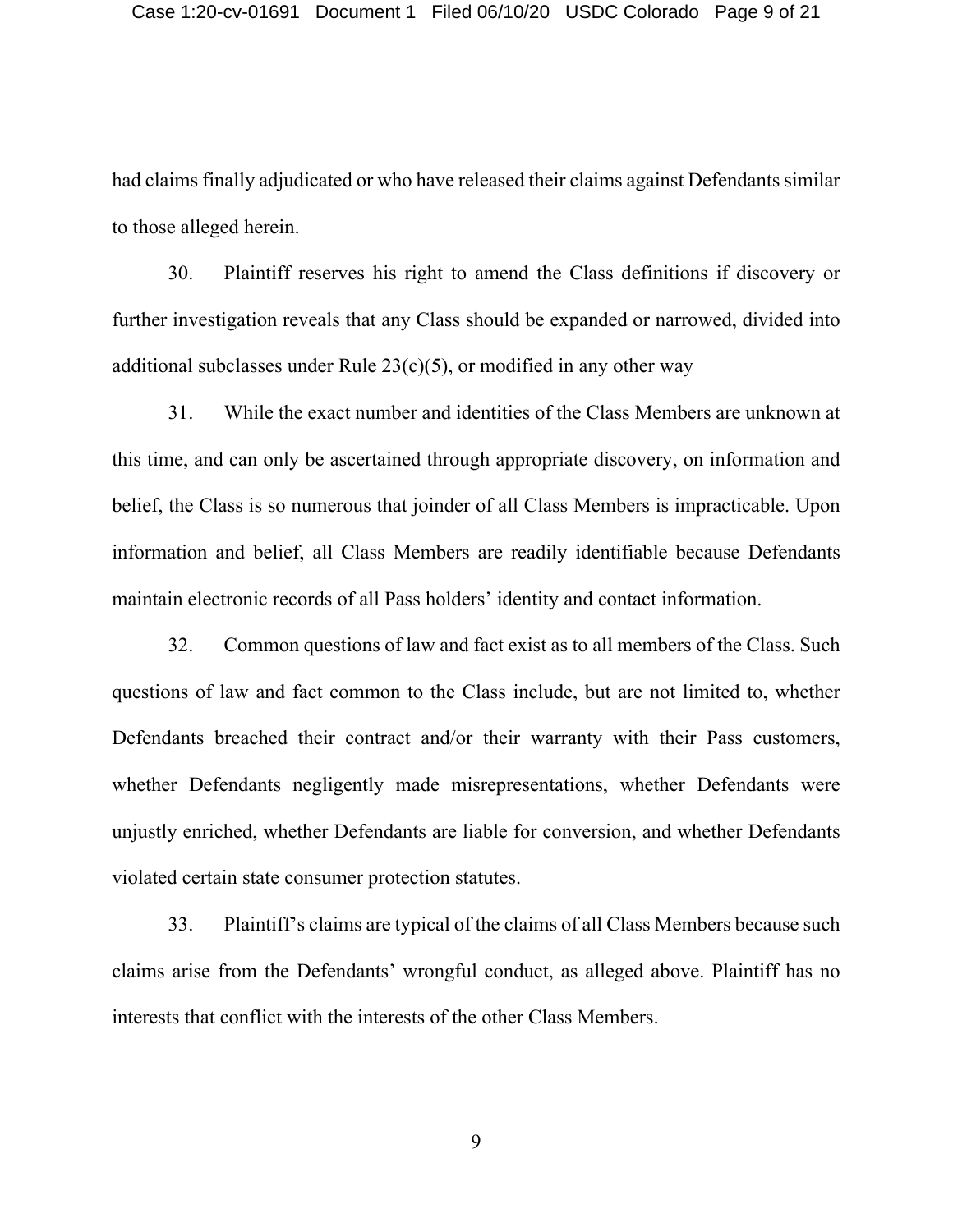had claims finally adjudicated or who have released their claims against Defendants similar to those alleged herein.

30. Plaintiff reserves his right to amend the Class definitions if discovery or further investigation reveals that any Class should be expanded or narrowed, divided into additional subclasses under Rule 23(c)(5), or modified in any other way

31. While the exact number and identities of the Class Members are unknown at this time, and can only be ascertained through appropriate discovery, on information and belief, the Class is so numerous that joinder of all Class Members is impracticable. Upon information and belief, all Class Members are readily identifiable because Defendants maintain electronic records of all Pass holders' identity and contact information.

32. Common questions of law and fact exist as to all members of the Class. Such questions of law and fact common to the Class include, but are not limited to, whether Defendants breached their contract and/or their warranty with their Pass customers, whether Defendants negligently made misrepresentations, whether Defendants were unjustly enriched, whether Defendants are liable for conversion, and whether Defendants violated certain state consumer protection statutes.

33. Plaintiff's claims are typical of the claims of all Class Members because such claims arise from the Defendants' wrongful conduct, as alleged above. Plaintiff has no interests that conflict with the interests of the other Class Members.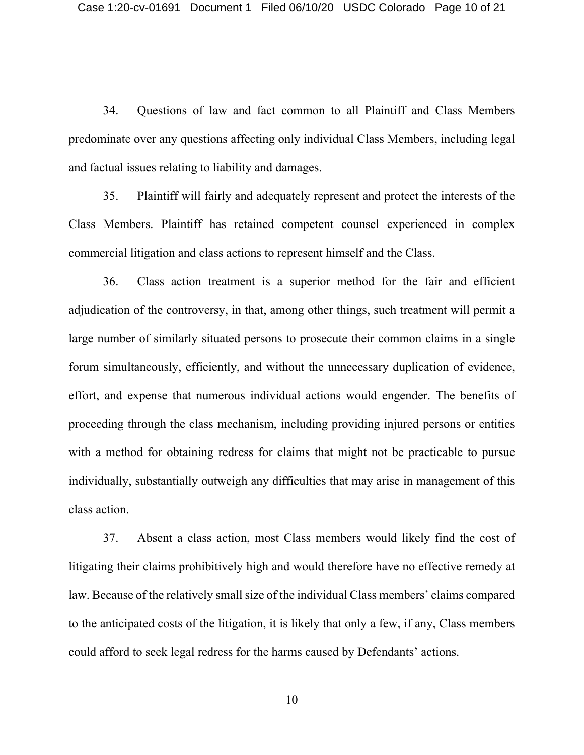34. Questions of law and fact common to all Plaintiff and Class Members predominate over any questions affecting only individual Class Members, including legal and factual issues relating to liability and damages.

35. Plaintiff will fairly and adequately represent and protect the interests of the Class Members. Plaintiff has retained competent counsel experienced in complex commercial litigation and class actions to represent himself and the Class.

36. Class action treatment is a superior method for the fair and efficient adjudication of the controversy, in that, among other things, such treatment will permit a large number of similarly situated persons to prosecute their common claims in a single forum simultaneously, efficiently, and without the unnecessary duplication of evidence, effort, and expense that numerous individual actions would engender. The benefits of proceeding through the class mechanism, including providing injured persons or entities with a method for obtaining redress for claims that might not be practicable to pursue individually, substantially outweigh any difficulties that may arise in management of this class action.

37. Absent a class action, most Class members would likely find the cost of litigating their claims prohibitively high and would therefore have no effective remedy at law. Because of the relatively small size of the individual Class members' claims compared to the anticipated costs of the litigation, it is likely that only a few, if any, Class members could afford to seek legal redress for the harms caused by Defendants' actions.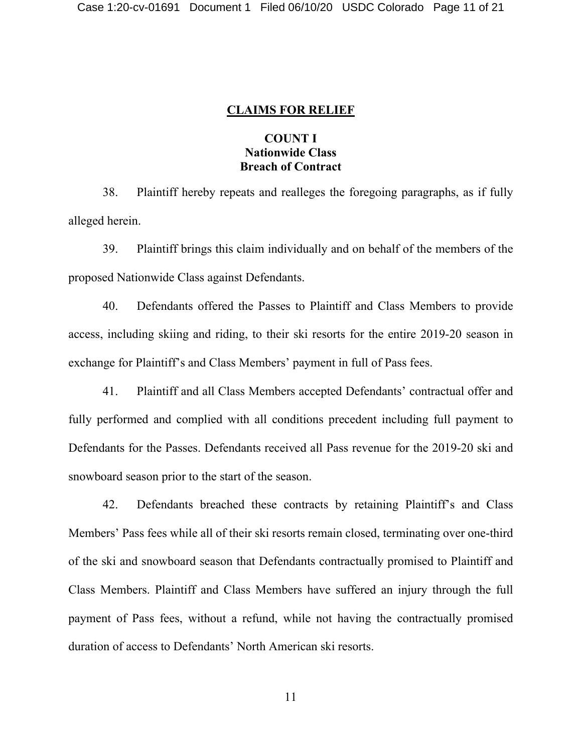## CLAIMS FOR RELIEF

### COUNT I
### Nationwide Class
### Breach of Contract

38. Plaintiff hereby repeats and realleges the foregoing paragraphs, as if fully alleged herein.

39. Plaintiff brings this claim individually and on behalf of the members of the proposed Nationwide Class against Defendants.

40. Defendants offered the Passes to Plaintiff and Class Members to provide access, including skiing and riding, to their ski resorts for the entire 2019-20 season in exchange for Plaintiff's and Class Members' payment in full of Pass fees.

41. Plaintiff and all Class Members accepted Defendants' contractual offer and fully performed and complied with all conditions precedent including full payment to Defendants for the Passes. Defendants received all Pass revenue for the 2019-20 ski and snowboard season prior to the start of the season.

42. Defendants breached these contracts by retaining Plaintiff's and Class Members' Pass fees while all of their ski resorts remain closed, terminating over one-third of the ski and snowboard season that Defendants contractually promised to Plaintiff and Class Members. Plaintiff and Class Members have suffered an injury through the full payment of Pass fees, without a refund, while not having the contractually promised duration of access to Defendants' North American ski resorts.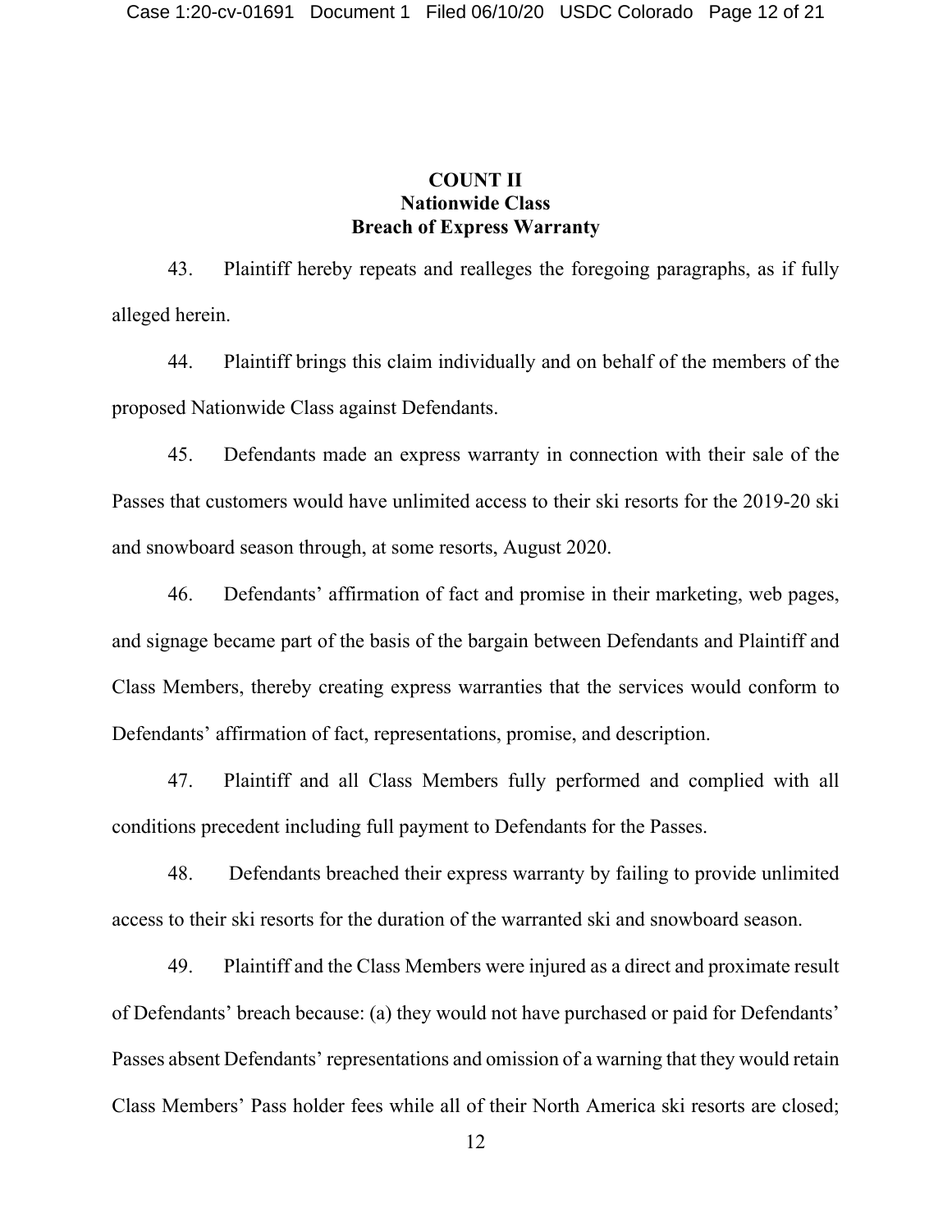**COUNT II**
**Nationwide Class**
**Breach of Express Warranty**

43. Plaintiff hereby repeats and realleges the foregoing paragraphs, as if fully alleged herein.

44. Plaintiff brings this claim individually and on behalf of the members of the proposed Nationwide Class against Defendants.

45. Defendants made an express warranty in connection with their sale of the Passes that customers would have unlimited access to their ski resorts for the 2019-20 ski and snowboard season through, at some resorts, August 2020.

46. Defendants' affirmation of fact and promise in their marketing, web pages, and signage became part of the basis of the bargain between Defendants and Plaintiff and Class Members, thereby creating express warranties that the services would conform to Defendants' affirmation of fact, representations, promise, and description.

47. Plaintiff and all Class Members fully performed and complied with all conditions precedent including full payment to Defendants for the Passes.

48. Defendants breached their express warranty by failing to provide unlimited access to their ski resorts for the duration of the warranted ski and snowboard season.

49. Plaintiff and the Class Members were injured as a direct and proximate result of Defendants' breach because: (a) they would not have purchased or paid for Defendants' Passes absent Defendants' representations and omission of a warning that they would retain Class Members' Pass holder fees while all of their North America ski resorts are closed;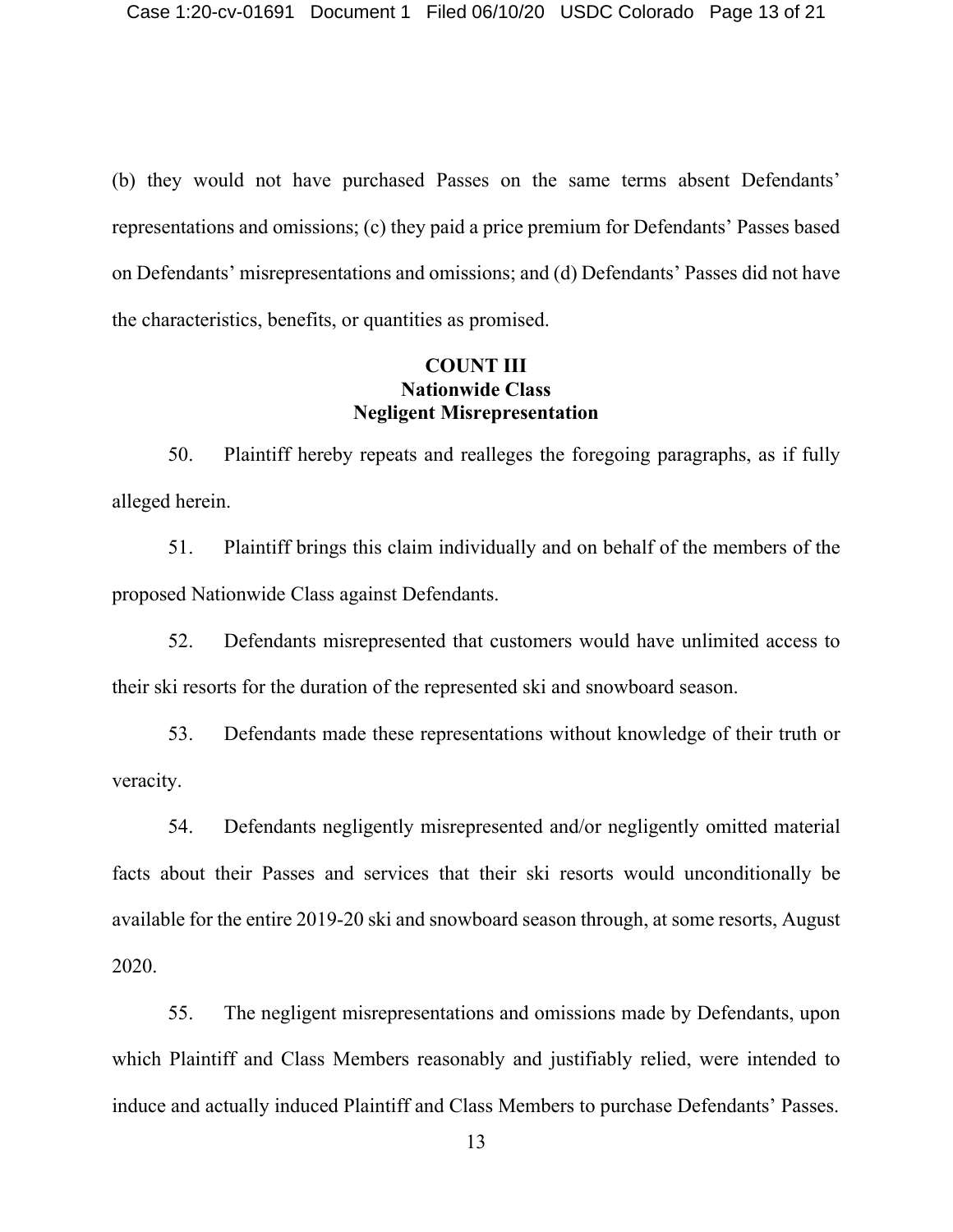(b) they would not have purchased Passes on the same terms absent Defendants' representations and omissions; (c) they paid a price premium for Defendants' Passes based on Defendants' misrepresentations and omissions; and (d) Defendants' Passes did not have the characteristics, benefits, or quantities as promised.

**COUNT III**
**Nationwide Class**
**Negligent Misrepresentation**

50. Plaintiff hereby repeats and realleges the foregoing paragraphs, as if fully alleged herein.

51. Plaintiff brings this claim individually and on behalf of the members of the proposed Nationwide Class against Defendants.

52. Defendants misrepresented that customers would have unlimited access to their ski resorts for the duration of the represented ski and snowboard season.

53. Defendants made these representations without knowledge of their truth or veracity.

54. Defendants negligently misrepresented and/or negligently omitted material facts about their Passes and services that their ski resorts would unconditionally be available for the entire 2019-20 ski and snowboard season through, at some resorts, August 2020.

55. The negligent misrepresentations and omissions made by Defendants, upon which Plaintiff and Class Members reasonably and justifiably relied, were intended to induce and actually induced Plaintiff and Class Members to purchase Defendants' Passes.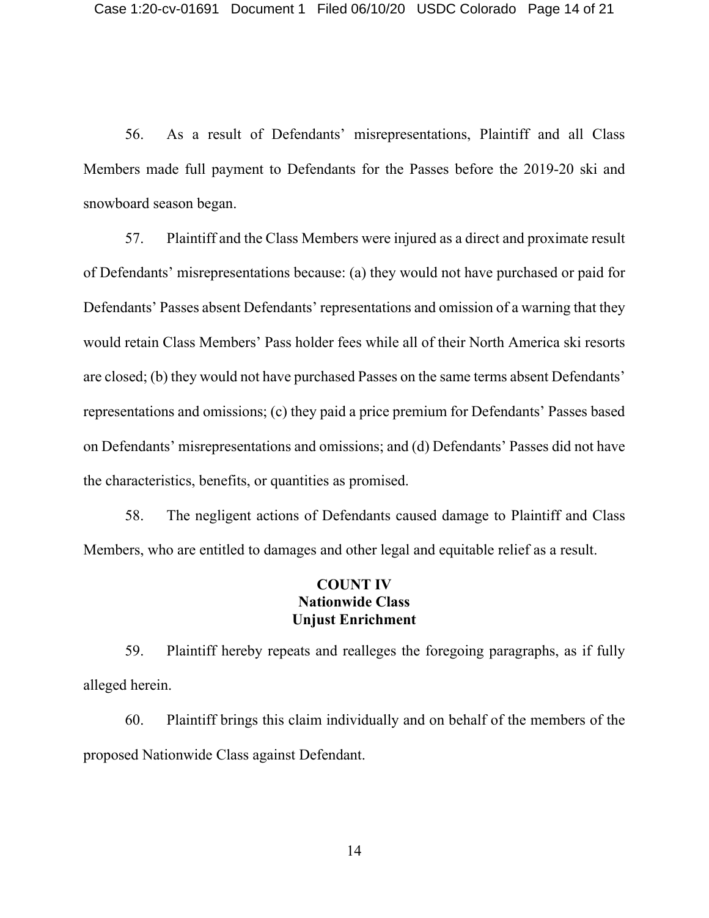56. As a result of Defendants' misrepresentations, Plaintiff and all Class Members made full payment to Defendants for the Passes before the 2019-20 ski and snowboard season began.

57. Plaintiff and the Class Members were injured as a direct and proximate result of Defendants' misrepresentations because: (a) they would not have purchased or paid for Defendants' Passes absent Defendants' representations and omission of a warning that they would retain Class Members' Pass holder fees while all of their North America ski resorts are closed; (b) they would not have purchased Passes on the same terms absent Defendants' representations and omissions; (c) they paid a price premium for Defendants' Passes based on Defendants' misrepresentations and omissions; and (d) Defendants' Passes did not have the characteristics, benefits, or quantities as promised.

58. The negligent actions of Defendants caused damage to Plaintiff and Class Members, who are entitled to damages and other legal and equitable relief as a result.

**COUNT IV**
**Nationwide Class**
**Unjust Enrichment**

59. Plaintiff hereby repeats and realleges the foregoing paragraphs, as if fully alleged herein.

60. Plaintiff brings this claim individually and on behalf of the members of the proposed Nationwide Class against Defendant.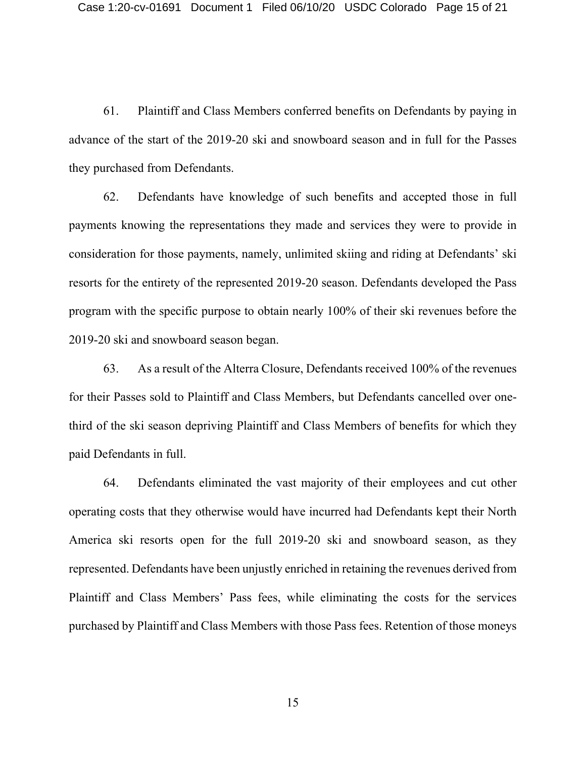61. Plaintiff and Class Members conferred benefits on Defendants by paying in advance of the start of the 2019-20 ski and snowboard season and in full for the Passes they purchased from Defendants.

62. Defendants have knowledge of such benefits and accepted those in full payments knowing the representations they made and services they were to provide in consideration for those payments, namely, unlimited skiing and riding at Defendants' ski resorts for the entirety of the represented 2019-20 season. Defendants developed the Pass program with the specific purpose to obtain nearly 100% of their ski revenues before the 2019-20 ski and snowboard season began.

63. As a result of the Alterra Closure, Defendants received 100% of the revenues for their Passes sold to Plaintiff and Class Members, but Defendants cancelled over one-third of the ski season depriving Plaintiff and Class Members of benefits for which they paid Defendants in full.

64. Defendants eliminated the vast majority of their employees and cut other operating costs that they otherwise would have incurred had Defendants kept their North America ski resorts open for the full 2019-20 ski and snowboard season, as they represented. Defendants have been unjustly enriched in retaining the revenues derived from Plaintiff and Class Members' Pass fees, while eliminating the costs for the services purchased by Plaintiff and Class Members with those Pass fees. Retention of those moneys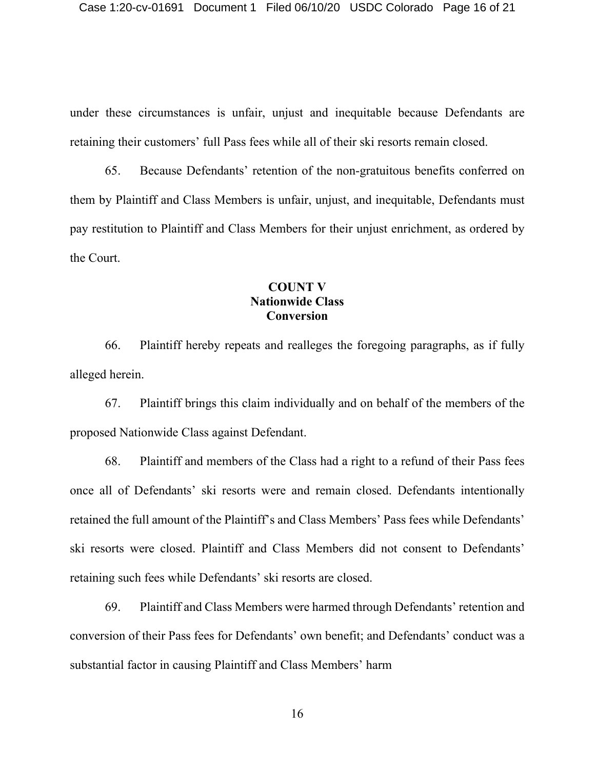under these circumstances is unfair, unjust and inequitable because Defendants are retaining their customers' full Pass fees while all of their ski resorts remain closed.

65. Because Defendants' retention of the non-gratuitous benefits conferred on them by Plaintiff and Class Members is unfair, unjust, and inequitable, Defendants must pay restitution to Plaintiff and Class Members for their unjust enrichment, as ordered by the Court.

**COUNT V**
**Nationwide Class**
**Conversion**

66. Plaintiff hereby repeats and realleges the foregoing paragraphs, as if fully alleged herein.

67. Plaintiff brings this claim individually and on behalf of the members of the proposed Nationwide Class against Defendant.

68. Plaintiff and members of the Class had a right to a refund of their Pass fees once all of Defendants' ski resorts were and remain closed. Defendants intentionally retained the full amount of the Plaintiff's and Class Members' Pass fees while Defendants' ski resorts were closed. Plaintiff and Class Members did not consent to Defendants' retaining such fees while Defendants' ski resorts are closed.

69. Plaintiff and Class Members were harmed through Defendants' retention and conversion of their Pass fees for Defendants' own benefit; and Defendants' conduct was a substantial factor in causing Plaintiff and Class Members' harm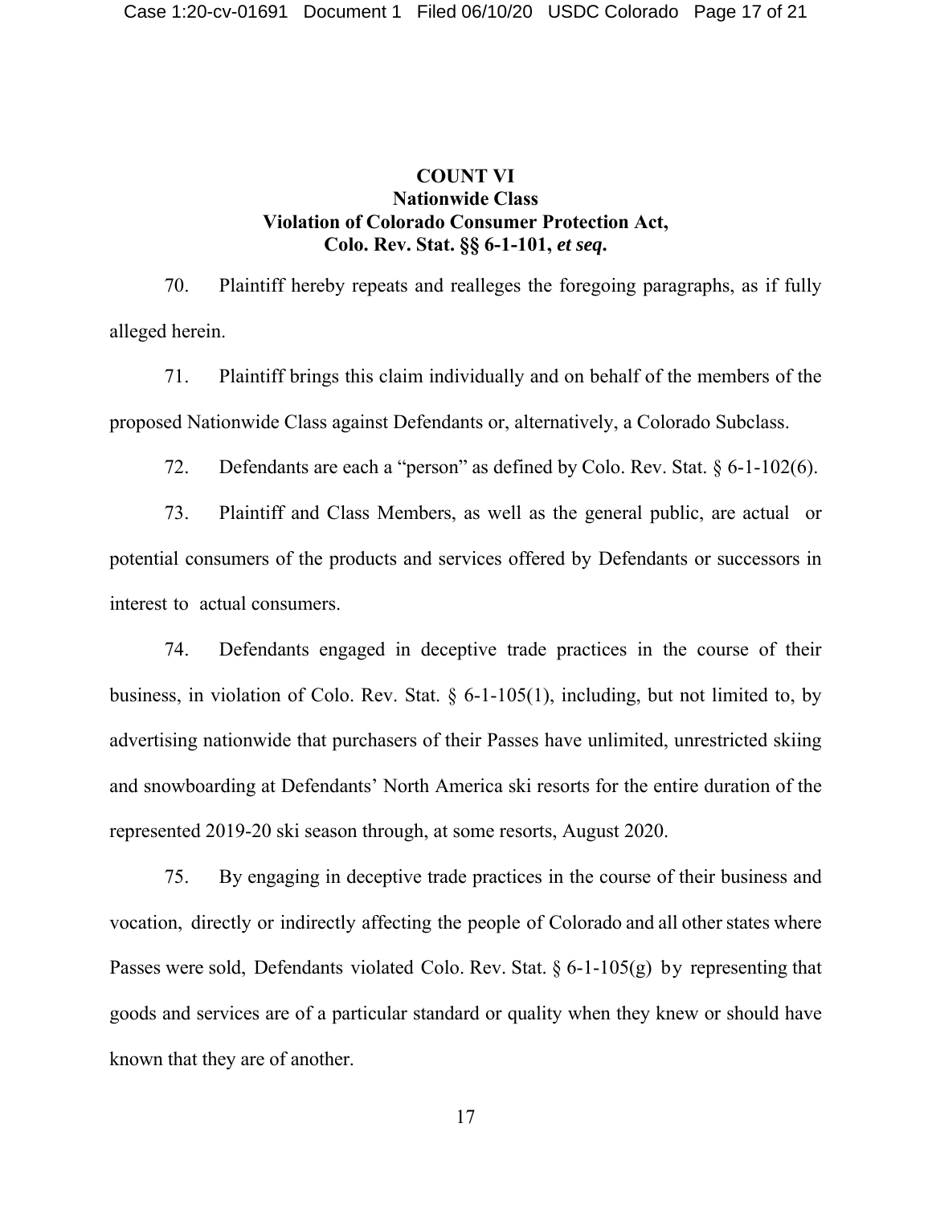## COUNT VI
## Nationwide Class
## Violation of Colorado Consumer Protection Act, Colo. Rev. Stat. §§ 6-1-101, *et seq.*

70. Plaintiff hereby repeats and realleges the foregoing paragraphs, as if fully alleged herein.

71. Plaintiff brings this claim individually and on behalf of the members of the proposed Nationwide Class against Defendants or, alternatively, a Colorado Subclass.

72. Defendants are each a "person" as defined by Colo. Rev. Stat. § 6-1-102(6).

73. Plaintiff and Class Members, as well as the general public, are actual or potential consumers of the products and services offered by Defendants or successors in interest to actual consumers.

74. Defendants engaged in deceptive trade practices in the course of their business, in violation of Colo. Rev. Stat. § 6-1-105(1), including, but not limited to, by advertising nationwide that purchasers of their Passes have unlimited, unrestricted skiing and snowboarding at Defendants' North America ski resorts for the entire duration of the represented 2019-20 ski season through, at some resorts, August 2020.

75. By engaging in deceptive trade practices in the course of their business and vocation, directly or indirectly affecting the people of Colorado and all other states where Passes were sold, Defendants violated Colo. Rev. Stat. § 6-1-105(g) by representing that goods and services are of a particular standard or quality when they knew or should have known that they are of another.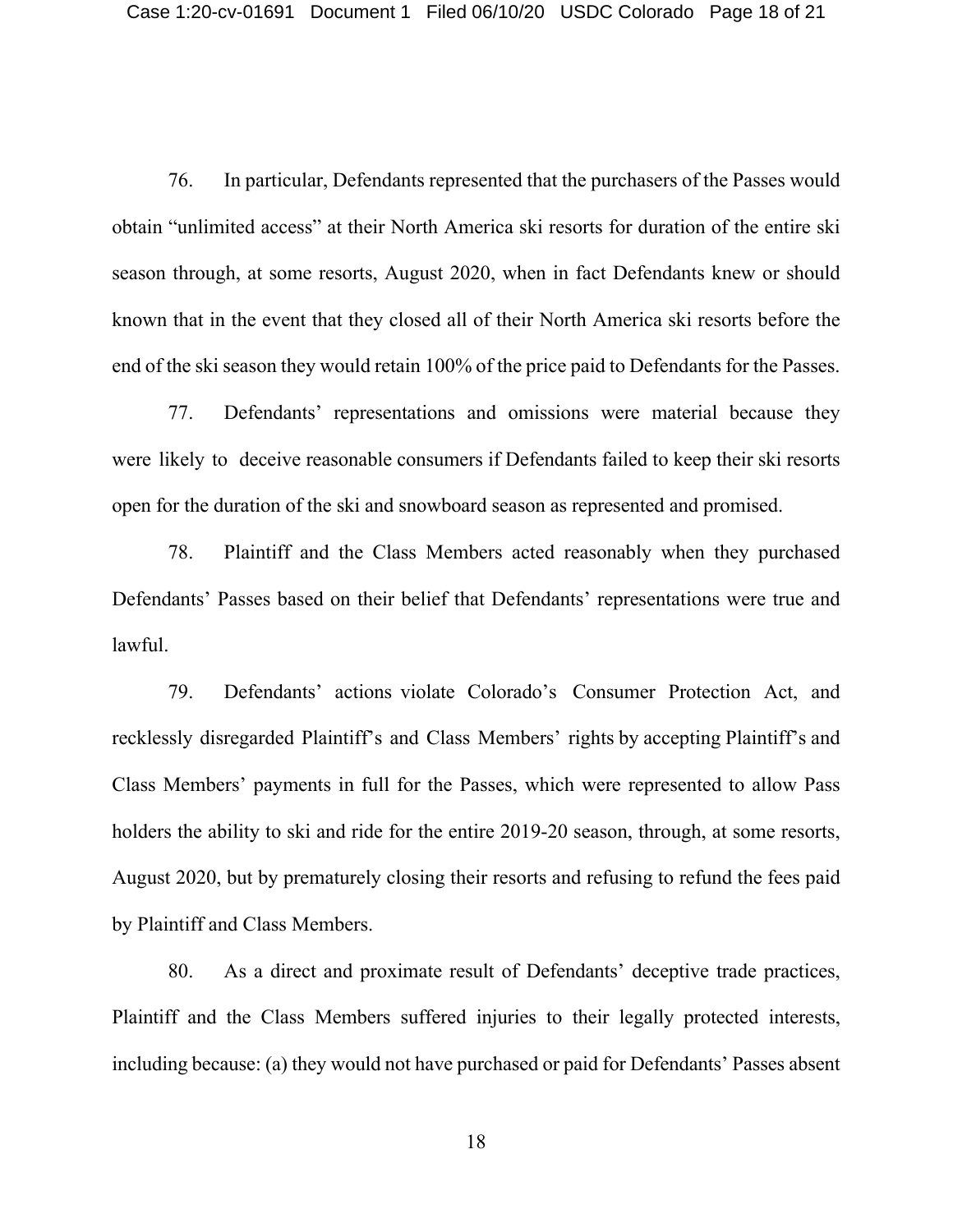76. In particular, Defendants represented that the purchasers of the Passes would obtain "unlimited access" at their North America ski resorts for duration of the entire ski season through, at some resorts, August 2020, when in fact Defendants knew or should known that in the event that they closed all of their North America ski resorts before the end of the ski season they would retain 100% of the price paid to Defendants for the Passes.

77. Defendants' representations and omissions were material because they were likely to deceive reasonable consumers if Defendants failed to keep their ski resorts open for the duration of the ski and snowboard season as represented and promised.

78. Plaintiff and the Class Members acted reasonably when they purchased Defendants' Passes based on their belief that Defendants' representations were true and lawful.

79. Defendants' actions violate Colorado's Consumer Protection Act, and recklessly disregarded Plaintiff's and Class Members' rights by accepting Plaintiff's and Class Members' payments in full for the Passes, which were represented to allow Pass holders the ability to ski and ride for the entire 2019-20 season, through, at some resorts, August 2020, but by prematurely closing their resorts and refusing to refund the fees paid by Plaintiff and Class Members.

80. As a direct and proximate result of Defendants' deceptive trade practices, Plaintiff and the Class Members suffered injuries to their legally protected interests, including because: (a) they would not have purchased or paid for Defendants' Passes absent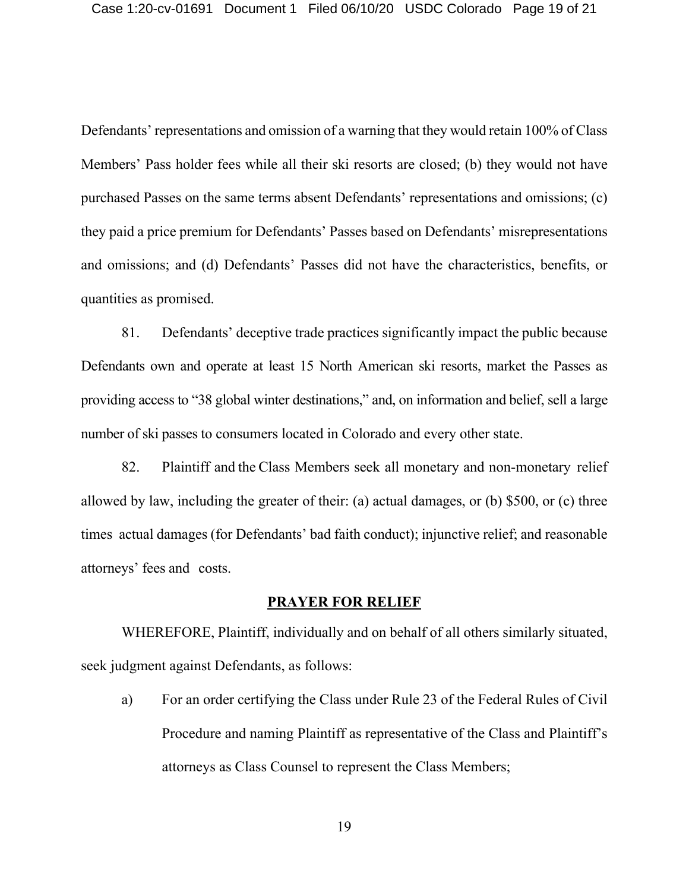Defendants' representations and omission of a warning that they would retain 100% of Class Members' Pass holder fees while all their ski resorts are closed; (b) they would not have purchased Passes on the same terms absent Defendants' representations and omissions; (c) they paid a price premium for Defendants' Passes based on Defendants' misrepresentations and omissions; and (d) Defendants' Passes did not have the characteristics, benefits, or quantities as promised.

81. Defendants' deceptive trade practices significantly impact the public because Defendants own and operate at least 15 North American ski resorts, market the Passes as providing access to "38 global winter destinations," and, on information and belief, sell a large number of ski passes to consumers located in Colorado and every other state.

82. Plaintiff and the Class Members seek all monetary and non-monetary relief allowed by law, including the greater of their: (a) actual damages, or (b) $500, or (c) three times actual damages (for Defendants' bad faith conduct); injunctive relief; and reasonable attorneys' fees and costs.

## PRAYER FOR RELIEF

WHEREFORE, Plaintiff, individually and on behalf of all others similarly situated, seek judgment against Defendants, as follows:

a) For an order certifying the Class under Rule 23 of the Federal Rules of Civil Procedure and naming Plaintiff as representative of the Class and Plaintiff's attorneys as Class Counsel to represent the Class Members;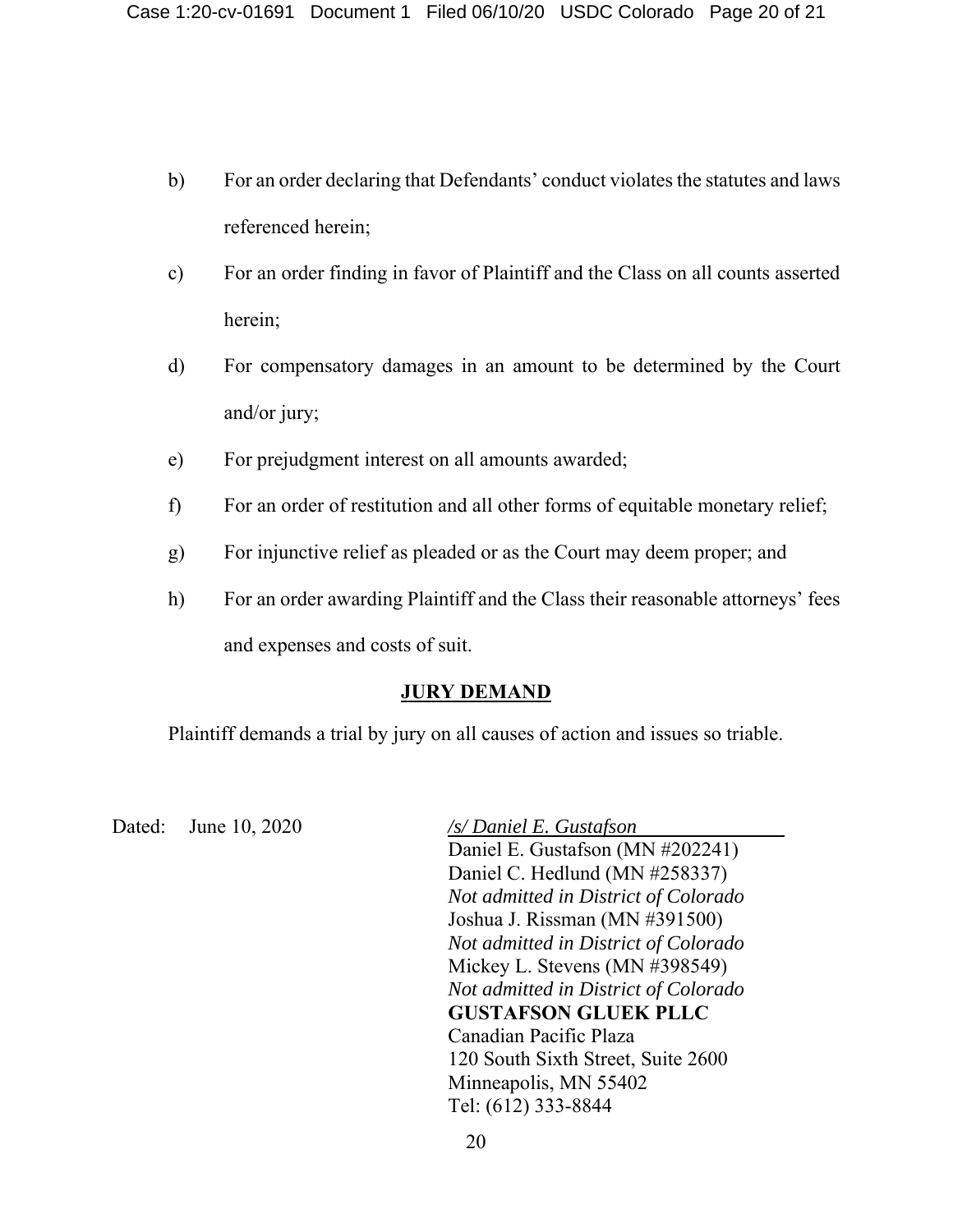b) For an order declaring that Defendants' conduct violates the statutes and laws referenced herein;

c) For an order finding in favor of Plaintiff and the Class on all counts asserted herein;

d) For compensatory damages in an amount to be determined by the Court and/or jury;

e) For prejudgment interest on all amounts awarded;

f) For an order of restitution and all other forms of equitable monetary relief;

g) For injunctive relief as pleaded or as the Court may deem proper; and

h) For an order awarding Plaintiff and the Class their reasonable attorneys' fees and expenses and costs of suit.

## JURY DEMAND

Plaintiff demands a trial by jury on all causes of action and issues so triable.

Dated: June 10, 2020

*/s/ Daniel E. Gustafson*
Daniel E. Gustafson (MN #202241)
Daniel C. Hedlund (MN #258337)
*Not admitted in District of Colorado*
Joshua J. Rissman (MN #391500)
*Not admitted in District of Colorado*
Mickey L. Stevens (MN #398549)
*Not admitted in District of Colorado*
**GUSTAFSON GLUEK PLLC**
Canadian Pacific Plaza
120 South Sixth Street, Suite 2600
Minneapolis, MN 55402
Tel: (612) 333-8844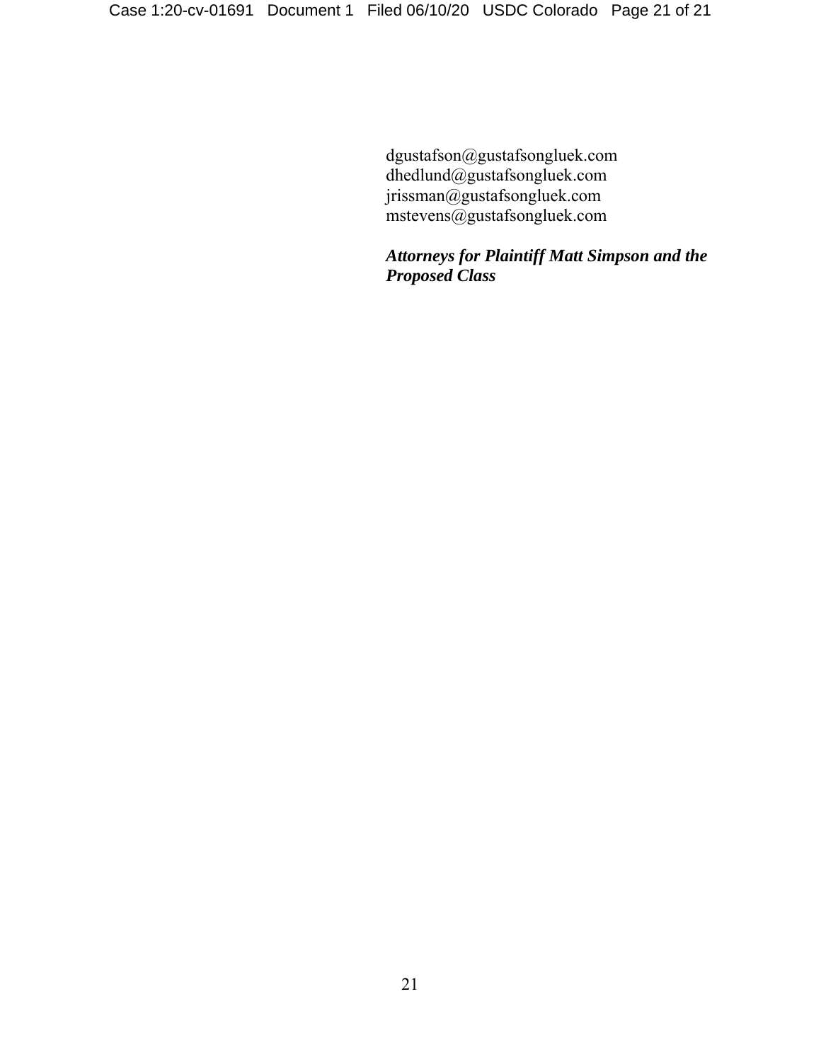dgustafson@gustafsongluek.com
dhedlund@gustafsongluek.com
jrissman@gustafsongluek.com
mstevens@gustafsongluek.com

***Attorneys for Plaintiff Matt Simpson and the Proposed Class***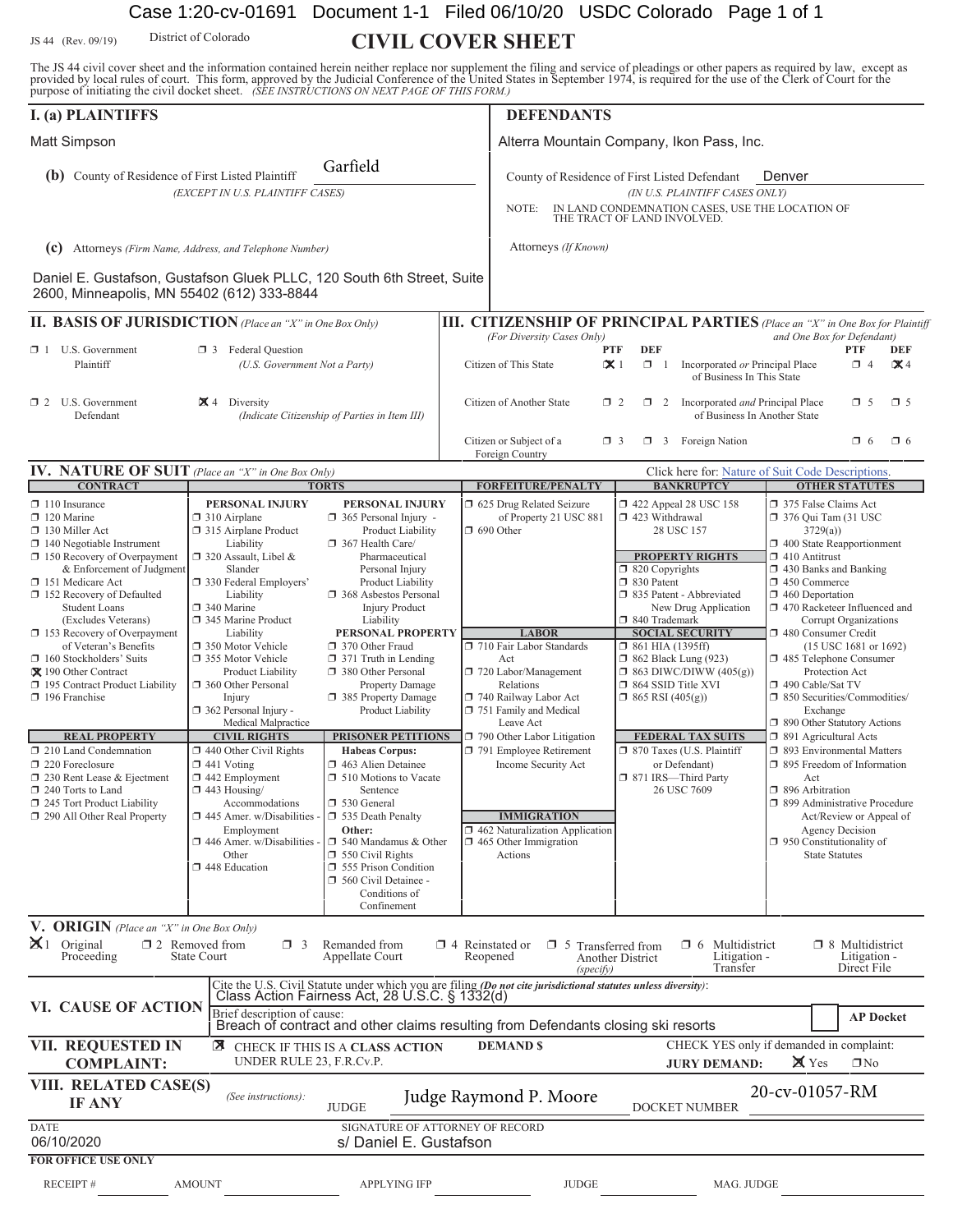JS 44 (Rev. 09/19) District of Colorado

# CIVIL COVER SHEET

The JS 44 civil cover sheet and the information contained herein neither replace nor supplement the filing and service of pleadings or other papers as required by law, except as provided by local rules of court. This form, approved by the Judicial Conference of the United States in September 1974, is required for the use of the Clerk of Court for the purpose of initiating the civil docket sheet. *(SEE INSTRUCTIONS ON NEXT PAGE OF THIS FORM.)*

## I. (a) PLAINTIFFS

Matt Simpson

**(b)** County of Residence of First Listed Plaintiff: Garfield
*(EXCEPT IN U.S. PLAINTIFF CASES)*

**(c)** Attorneys *(Firm Name, Address, and Telephone Number)*

Daniel E. Gustafson, Gustafson Gluek PLLC, 120 South 6th Street, Suite 2600, Minneapolis, MN 55402 (612) 333-8844

## DEFENDANTS

Alterra Mountain Company, Ikon Pass, Inc.

County of Residence of First Listed Defendant: Denver
*(IN U.S. PLAINTIFF CASES ONLY)*

NOTE: IN LAND CONDEMNATION CASES, USE THE LOCATION OF THE TRACT OF LAND INVOLVED.

Attorneys *(If Known)*

## II. BASIS OF JURISDICTION *(Place an "X" in One Box Only)*

- ☐ 1 U.S. Government Plaintiff
- ☐ 3 Federal Question (U.S. Government Not a Party)
- ☐ 2 U.S. Government Defendant
- ☒ 4 Diversity (Indicate Citizenship of Parties in Item III)

## III. CITIZENSHIP OF PRINCIPAL PARTIES *(Place an "X" in One Box for Plaintiff and One Box for Defendant)* *(For Diversity Cases Only)*

| | PTF | DEF | | PTF | DEF |
|---|---|---|---|---|---|
| Citizen of This State | ☒ 1 | ☐ 1 | Incorporated *or* Principal Place of Business In This State | ☐ 4 | ☒ 4 |
| Citizen of Another State | ☐ 2 | ☐ 2 | Incorporated *and* Principal Place of Business In Another State | ☐ 5 | ☐ 5 |
| Citizen or Subject of a Foreign Country | ☐ 3 | ☐ 3 | Foreign Nation | ☐ 6 | ☐ 6 |

## IV. NATURE OF SUIT *(Place an "X" in One Box Only)*

Click here for: Nature of Suit Code Descriptions.

**CONTRACT**
- ☐ 110 Insurance
- ☐ 120 Marine
- ☐ 130 Miller Act
- ☐ 140 Negotiable Instrument
- ☐ 150 Recovery of Overpayment & Enforcement of Judgment
- ☐ 151 Medicare Act
- ☐ 152 Recovery of Defaulted Student Loans (Excludes Veterans)
- ☐ 153 Recovery of Overpayment of Veteran's Benefits
- ☐ 160 Stockholders' Suits
- ☒ 190 Other Contract
- ☐ 195 Contract Product Liability
- ☐ 196 Franchise

**REAL PROPERTY**
- ☐ 210 Land Condemnation
- ☐ 220 Foreclosure
- ☐ 230 Rent Lease & Ejectment
- ☐ 240 Torts to Land
- ☐ 245 Tort Product Liability
- ☐ 290 All Other Real Property

**TORTS — PERSONAL INJURY**
- ☐ 310 Airplane
- ☐ 315 Airplane Product Liability
- ☐ 320 Assault, Libel & Slander
- ☐ 330 Federal Employers' Liability
- ☐ 340 Marine
- ☐ 345 Marine Product Liability
- ☐ 350 Motor Vehicle
- ☐ 355 Motor Vehicle Product Liability
- ☐ 360 Other Personal Injury
- ☐ 362 Personal Injury - Medical Malpractice

**TORTS — PERSONAL INJURY**
- ☐ 365 Personal Injury - Product Liability
- ☐ 367 Health Care/ Pharmaceutical Personal Injury Product Liability
- ☐ 368 Asbestos Personal Injury Product Liability

**PERSONAL PROPERTY**
- ☐ 370 Other Fraud
- ☐ 371 Truth in Lending
- ☐ 380 Other Personal Property Damage
- ☐ 385 Property Damage Product Liability

**CIVIL RIGHTS**
- ☐ 440 Other Civil Rights
- ☐ 441 Voting
- ☐ 442 Employment
- ☐ 443 Housing/ Accommodations
- ☐ 445 Amer. w/Disabilities - Employment
- ☐ 446 Amer. w/Disabilities - Other
- ☐ 448 Education

**PRISONER PETITIONS**
Habeas Corpus:
- ☐ 463 Alien Detainee
- ☐ 510 Motions to Vacate Sentence
- ☐ 530 General
- ☐ 535 Death Penalty

Other:
- ☐ 540 Mandamus & Other
- ☐ 550 Civil Rights
- ☐ 555 Prison Condition
- ☐ 560 Civil Detainee - Conditions of Confinement

**FORFEITURE/PENALTY**
- ☐ 625 Drug Related Seizure of Property 21 USC 881
- ☐ 690 Other

**LABOR**
- ☐ 710 Fair Labor Standards Act
- ☐ 720 Labor/Management Relations
- ☐ 740 Railway Labor Act
- ☐ 751 Family and Medical Leave Act
- ☐ 790 Other Labor Litigation
- ☐ 791 Employee Retirement Income Security Act

**IMMIGRATION**
- ☐ 462 Naturalization Application
- ☐ 465 Other Immigration Actions

**BANKRUPTCY**
- ☐ 422 Appeal 28 USC 158
- ☐ 423 Withdrawal 28 USC 157

**PROPERTY RIGHTS**
- ☐ 820 Copyrights
- ☐ 830 Patent
- ☐ 835 Patent - Abbreviated New Drug Application
- ☐ 840 Trademark

**SOCIAL SECURITY**
- ☐ 861 HIA (1395ff)
- ☐ 862 Black Lung (923)
- ☐ 863 DIWC/DIWW (405(g))
- ☐ 864 SSID Title XVI
- ☐ 865 RSI (405(g))

**FEDERAL TAX SUITS**
- ☐ 870 Taxes (U.S. Plaintiff or Defendant)
- ☐ 871 IRS—Third Party 26 USC 7609

**OTHER STATUTES**
- ☐ 375 False Claims Act
- ☐ 376 Qui Tam (31 USC 3729(a))
- ☐ 400 State Reapportionment
- ☐ 410 Antitrust
- ☐ 430 Banks and Banking
- ☐ 450 Commerce
- ☐ 460 Deportation
- ☐ 470 Racketeer Influenced and Corrupt Organizations
- ☐ 480 Consumer Credit (15 USC 1681 or 1692)
- ☐ 485 Telephone Consumer Protection Act
- ☐ 490 Cable/Sat TV
- ☐ 850 Securities/Commodities/ Exchange
- ☐ 890 Other Statutory Actions
- ☐ 891 Agricultural Acts
- ☐ 893 Environmental Matters
- ☐ 895 Freedom of Information Act
- ☐ 896 Arbitration
- ☐ 899 Administrative Procedure Act/Review or Appeal of Agency Decision
- ☐ 950 Constitutionality of State Statutes

## V. ORIGIN *(Place an "X" in One Box Only)*

- ☒ 1 Original Proceeding
- ☐ 2 Removed from State Court
- ☐ 3 Remanded from Appellate Court
- ☐ 4 Reinstated or Reopened
- ☐ 5 Transferred from Another District *(specify)*
- ☐ 6 Multidistrict Litigation - Transfer
- ☐ 8 Multidistrict Litigation - Direct File

## VI. CAUSE OF ACTION

Cite the U.S. Civil Statute under which you are filing *(Do not cite jurisdictional statutes unless diversity)*:
Class Action Fairness Act, 28 U.S.C. § 1332(d)

Brief description of cause:
Breach of contract and other claims resulting from Defendants closing ski resorts

☐ AP Docket

## VII. REQUESTED IN COMPLAINT:

☒ CHECK IF THIS IS A CLASS ACTION UNDER RULE 23, F.R.Cv.P.

DEMAND $

CHECK YES only if demanded in complaint:
JURY DEMAND: ☒ Yes ☐ No

## VIII. RELATED CASE(S) IF ANY

*(See instructions)*: JUDGE Judge Raymond P. Moore DOCKET NUMBER 20-cv-01057-RM

DATE: 06/10/2020

SIGNATURE OF ATTORNEY OF RECORD: s/ Daniel E. Gustafson

**FOR OFFICE USE ONLY**

RECEIPT # AMOUNT APPLYING IFP JUDGE MAG. JUDGE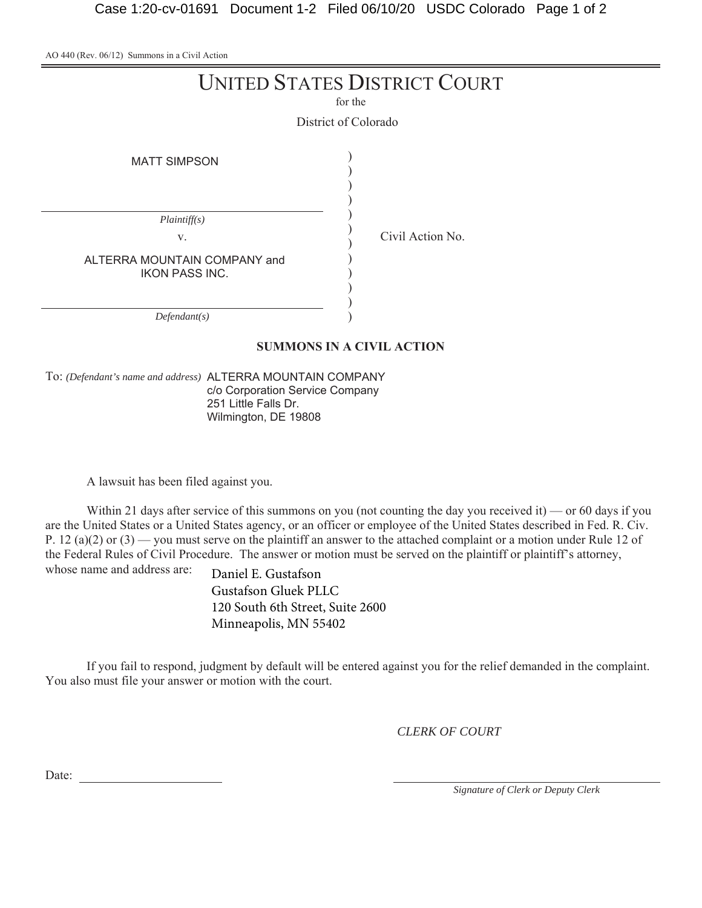AO 440 (Rev. 06/12) Summons in a Civil Action

# UNITED STATES DISTRICT COURT

for the

District of Colorado

| | | |
|---|---|---|
| MATT SIMPSON | ) | |
| *Plaintiff(s)* | ) | |
| v. | ) | Civil Action No. |
| ALTERRA MOUNTAIN COMPANY and IKON PASS INC. | ) | |
| *Defendant(s)* | ) | |

## SUMMONS IN A CIVIL ACTION

To: *(Defendant's name and address)* ALTERRA MOUNTAIN COMPANY
c/o Corporation Service Company
251 Little Falls Dr.
Wilmington, DE 19808

A lawsuit has been filed against you.

Within 21 days after service of this summons on you (not counting the day you received it) — or 60 days if you are the United States or a United States agency, or an officer or employee of the United States described in Fed. R. Civ. P. 12 (a)(2) or (3) — you must serve on the plaintiff an answer to the attached complaint or a motion under Rule 12 of the Federal Rules of Civil Procedure. The answer or motion must be served on the plaintiff or plaintiff's attorney, whose name and address are:

Daniel E. Gustafson
Gustafson Gluek PLLC
120 South 6th Street, Suite 2600
Minneapolis, MN 55402

If you fail to respond, judgment by default will be entered against you for the relief demanded in the complaint. You also must file your answer or motion with the court.

*CLERK OF COURT*

Date: ____________________

____________________
*Signature of Clerk or Deputy Clerk*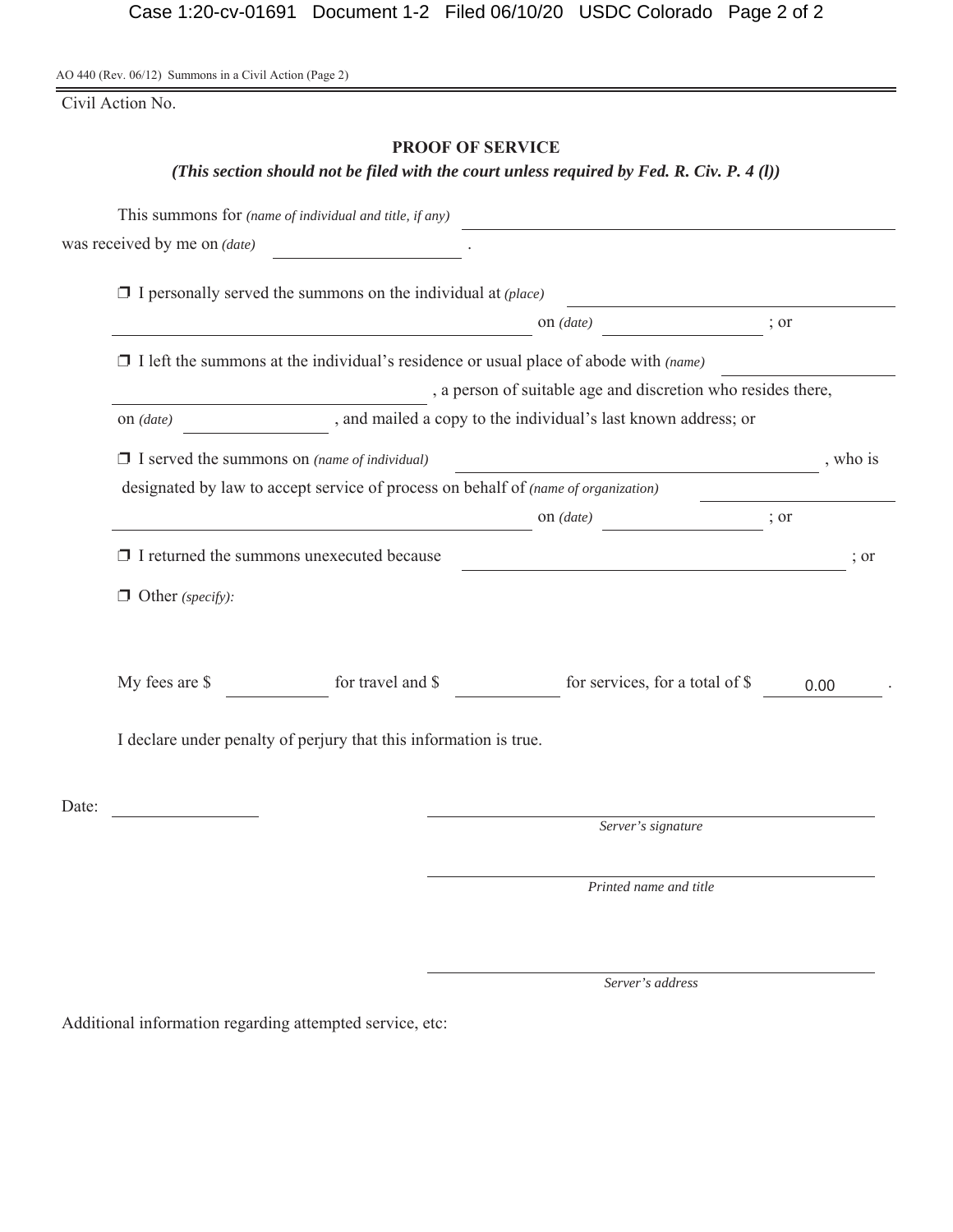AO 440 (Rev. 06/12) Summons in a Civil Action (Page 2)

Civil Action No.

## PROOF OF SERVICE

***(This section should not be filed with the court unless required by Fed. R. Civ. P. 4 (l))***

This summons for *(name of individual and title, if any)* ______________________________

was received by me on *(date)* ________________ .

❐ I personally served the summons on the individual at *(place)* ______________________________

______________________________ on *(date)* ________________ ; or

❐ I left the summons at the individual's residence or usual place of abode with *(name)* ________________

________________________ , a person of suitable age and discretion who resides there,

on *(date)* ________________ , and mailed a copy to the individual's last known address; or

❐ I served the summons on *(name of individual)* ______________________________ , who is

designated by law to accept service of process on behalf of *(name of organization)* ________________

______________________________ on *(date)* ________________ ; or

❐ I returned the summons unexecuted because ______________________________ ; or

❐ Other *(specify)*:

My fees are $ __________ for travel and $ __________ for services, for a total of $ 0.00 .

I declare under penalty of perjury that this information is true.

Date: ________________

______________________________
*Server's signature*

______________________________
*Printed name and title*

______________________________
*Server's address*

Additional information regarding attempted service, etc: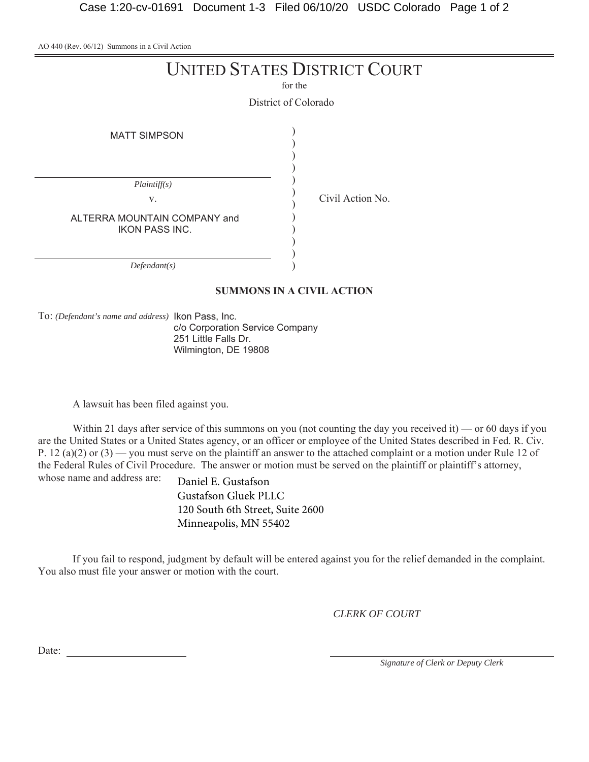AO 440 (Rev. 06/12) Summons in a Civil Action

# UNITED STATES DISTRICT COURT

for the

District of Colorado

MATT SIMPSON

*Plaintiff(s)*

v.

ALTERRA MOUNTAIN COMPANY and IKON PASS INC.

*Defendant(s)*

Civil Action No.

## SUMMONS IN A CIVIL ACTION

To: *(Defendant's name and address)* Ikon Pass, Inc.
c/o Corporation Service Company
251 Little Falls Dr.
Wilmington, DE 19808

A lawsuit has been filed against you.

Within 21 days after service of this summons on you (not counting the day you received it) — or 60 days if you are the United States or a United States agency, or an officer or employee of the United States described in Fed. R. Civ. P. 12 (a)(2) or (3) — you must serve on the plaintiff an answer to the attached complaint or a motion under Rule 12 of the Federal Rules of Civil Procedure. The answer or motion must be served on the plaintiff or plaintiff's attorney, whose name and address are:

Daniel E. Gustafson
Gustafson Gluek PLLC
120 South 6th Street, Suite 2600
Minneapolis, MN 55402

If you fail to respond, judgment by default will be entered against you for the relief demanded in the complaint. You also must file your answer or motion with the court.

*CLERK OF COURT*

Date: ______________________

______________________
*Signature of Clerk or Deputy Clerk*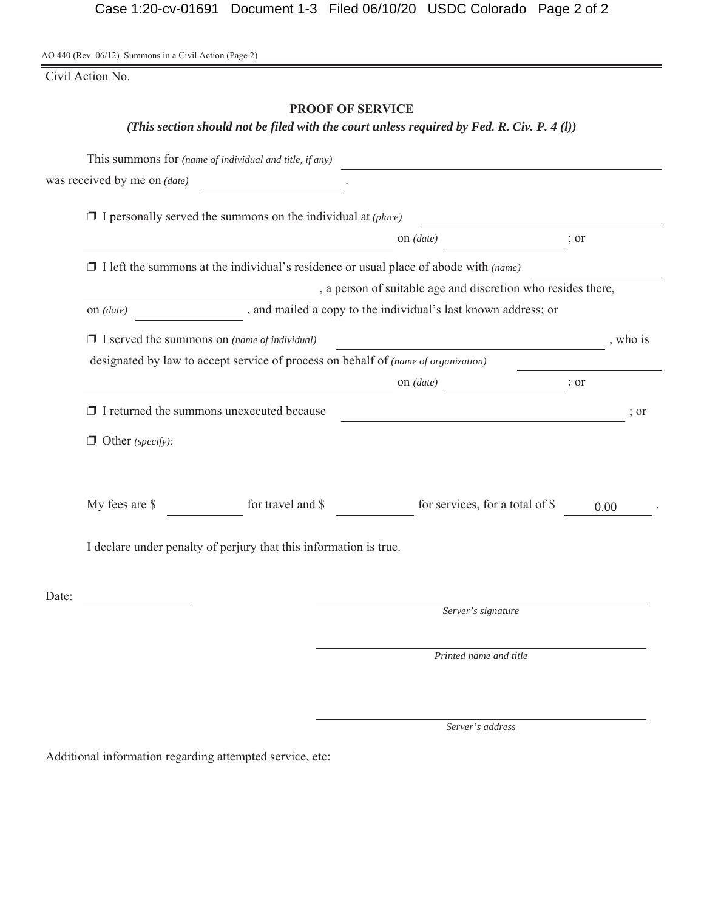AO 440 (Rev. 06/12) Summons in a Civil Action (Page 2)

Civil Action No.

## PROOF OF SERVICE

***(This section should not be filed with the court unless required by Fed. R. Civ. P. 4 (l))***

This summons for *(name of individual and title, if any)* ______________________________

was received by me on *(date)* ____________________ .

❒ I personally served the summons on the individual at *(place)* ______________________________

______________________________ on *(date)* ____________________ ; or

❒ I left the summons at the individual's residence or usual place of abode with *(name)* ____________________

____________________ , a person of suitable age and discretion who resides there,

on *(date)* ____________________ , and mailed a copy to the individual's last known address; or

❒ I served the summons on *(name of individual)* ______________________________ , who is

designated by law to accept service of process on behalf of *(name of organization)* ____________________

______________________________ on *(date)* ____________________ ; or

❒ I returned the summons unexecuted because ______________________________ ; or

❒ Other *(specify)*:

My fees are $ __________ for travel and $ __________ for services, for a total of $ 0.00 .

I declare under penalty of perjury that this information is true.

Date: ____________________

______________________________
*Server's signature*

______________________________
*Printed name and title*

______________________________
*Server's address*

Additional information regarding attempted service, etc: